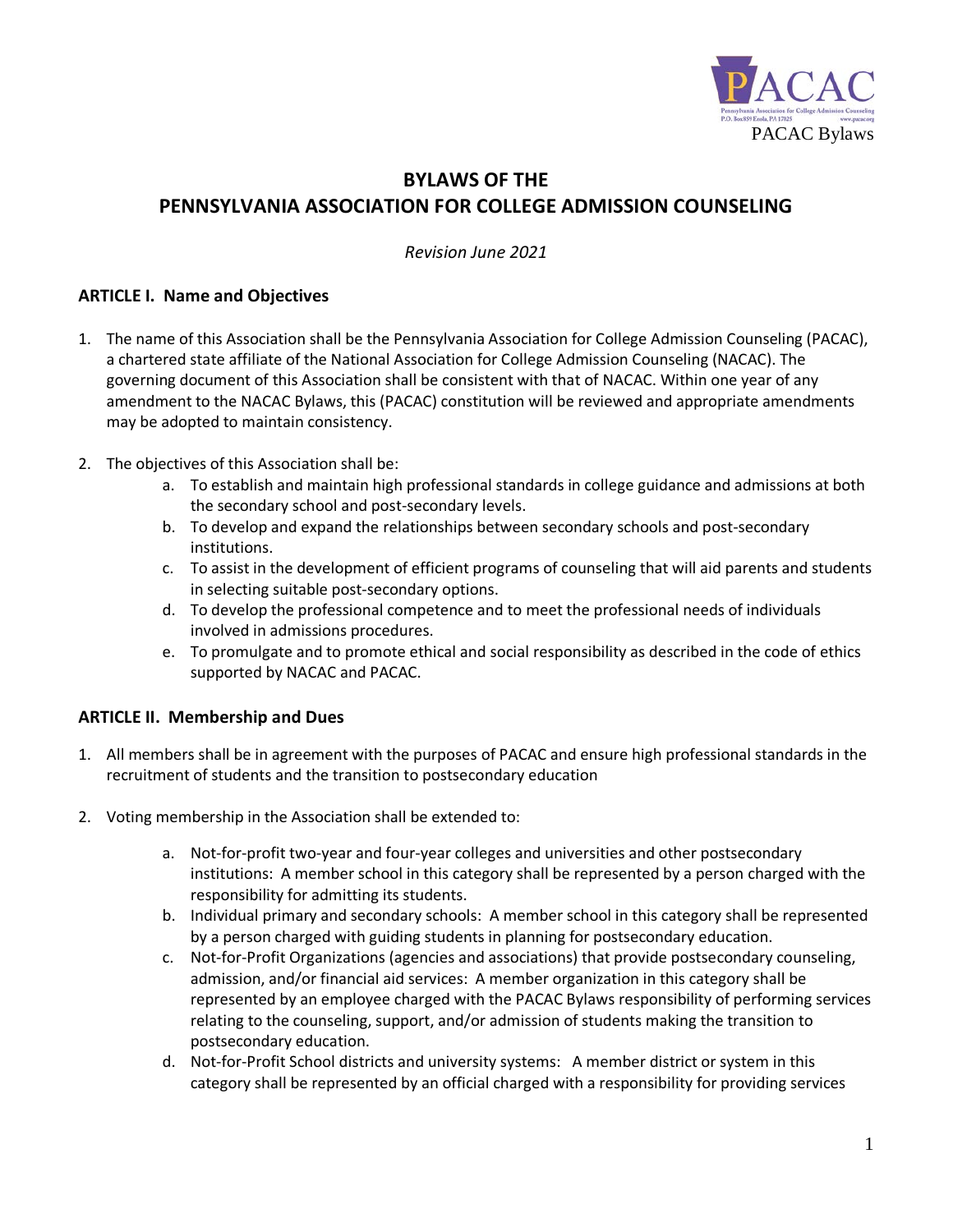# BYLAWS OF THE PENNSYLVANIA ASSOCIATION FOR COLLEGE ADMISSION COUNSELING

*Revision June 2021*

## ARTICLE I. Name and Objectives

1. The name of this Association shall be the Pennsylvania Association for College Admission Counseling (PACAC), a chartered state affiliate of the National Association for College Admission Counseling (NACAC). The governing document of this Association shall be consistent with that of NACAC. Within one year of any amendment to the NACAC Bylaws, this (PACAC) constitution will be reviewed and appropriate amendments may be adopted to maintain consistency.

2. The objectives of this Association shall be:
   a. To establish and maintain high professional standards in college guidance and admissions at both the secondary school and post-secondary levels.
   b. To develop and expand the relationships between secondary schools and post-secondary institutions.
   c. To assist in the development of efficient programs of counseling that will aid parents and students in selecting suitable post-secondary options.
   d. To develop the professional competence and to meet the professional needs of individuals involved in admissions procedures.
   e. To promulgate and to promote ethical and social responsibility as described in the code of ethics supported by NACAC and PACAC.

## ARTICLE II. Membership and Dues

1. All members shall be in agreement with the purposes of PACAC and ensure high professional standards in the recruitment of students and the transition to postsecondary education

2. Voting membership in the Association shall be extended to:

   a. Not-for-profit two-year and four-year colleges and universities and other postsecondary institutions: A member school in this category shall be represented by a person charged with the responsibility for admitting its students.
   b. Individual primary and secondary schools: A member school in this category shall be represented by a person charged with guiding students in planning for postsecondary education.
   c. Not-for-Profit Organizations (agencies and associations) that provide postsecondary counseling, admission, and/or financial aid services: A member organization in this category shall be represented by an employee charged with the PACAC Bylaws responsibility of performing services relating to the counseling, support, and/or admission of students making the transition to postsecondary education.
   d. Not-for-Profit School districts and university systems: A member district or system in this category shall be represented by an official charged with a responsibility for providing services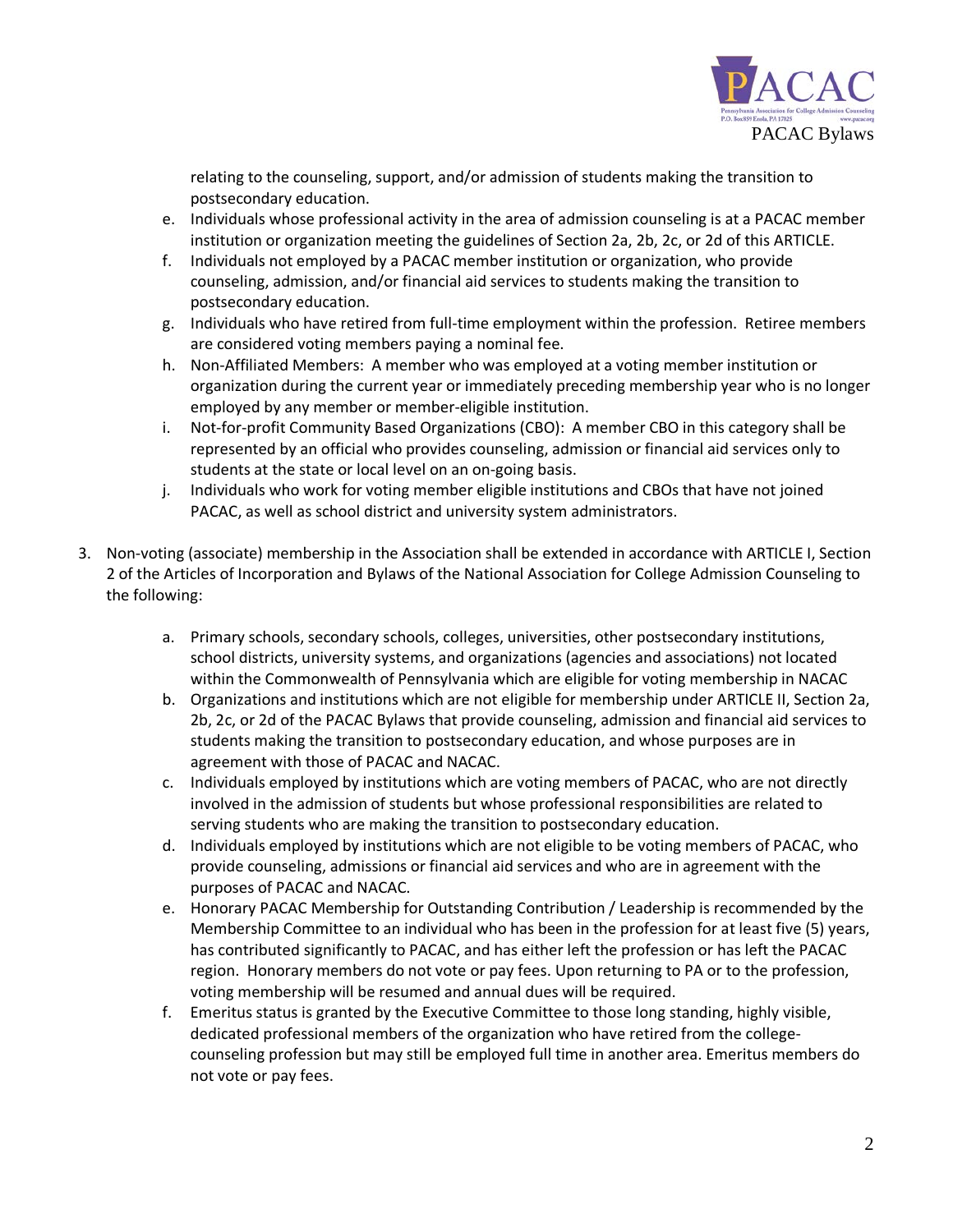relating to the counseling, support, and/or admission of students making the transition to postsecondary education.

e. Individuals whose professional activity in the area of admission counseling is at a PACAC member institution or organization meeting the guidelines of Section 2a, 2b, 2c, or 2d of this ARTICLE.
f. Individuals not employed by a PACAC member institution or organization, who provide counseling, admission, and/or financial aid services to students making the transition to postsecondary education.
g. Individuals who have retired from full-time employment within the profession. Retiree members are considered voting members paying a nominal fee.
h. Non-Affiliated Members: A member who was employed at a voting member institution or organization during the current year or immediately preceding membership year who is no longer employed by any member or member-eligible institution.
i. Not-for-profit Community Based Organizations (CBO): A member CBO in this category shall be represented by an official who provides counseling, admission or financial aid services only to students at the state or local level on an on-going basis.
j. Individuals who work for voting member eligible institutions and CBOs that have not joined PACAC, as well as school district and university system administrators.

3. Non-voting (associate) membership in the Association shall be extended in accordance with ARTICLE I, Section 2 of the Articles of Incorporation and Bylaws of the National Association for College Admission Counseling to the following:

    a. Primary schools, secondary schools, colleges, universities, other postsecondary institutions, school districts, university systems, and organizations (agencies and associations) not located within the Commonwealth of Pennsylvania which are eligible for voting membership in NACAC
    b. Organizations and institutions which are not eligible for membership under ARTICLE II, Section 2a, 2b, 2c, or 2d of the PACAC Bylaws that provide counseling, admission and financial aid services to students making the transition to postsecondary education, and whose purposes are in agreement with those of PACAC and NACAC.
    c. Individuals employed by institutions which are voting members of PACAC, who are not directly involved in the admission of students but whose professional responsibilities are related to serving students who are making the transition to postsecondary education.
    d. Individuals employed by institutions which are not eligible to be voting members of PACAC, who provide counseling, admissions or financial aid services and who are in agreement with the purposes of PACAC and NACAC.
    e. Honorary PACAC Membership for Outstanding Contribution / Leadership is recommended by the Membership Committee to an individual who has been in the profession for at least five (5) years, has contributed significantly to PACAC, and has either left the profession or has left the PACAC region. Honorary members do not vote or pay fees. Upon returning to PA or to the profession, voting membership will be resumed and annual dues will be required.
    f. Emeritus status is granted by the Executive Committee to those long standing, highly visible, dedicated professional members of the organization who have retired from the college-counseling profession but may still be employed full time in another area. Emeritus members do not vote or pay fees.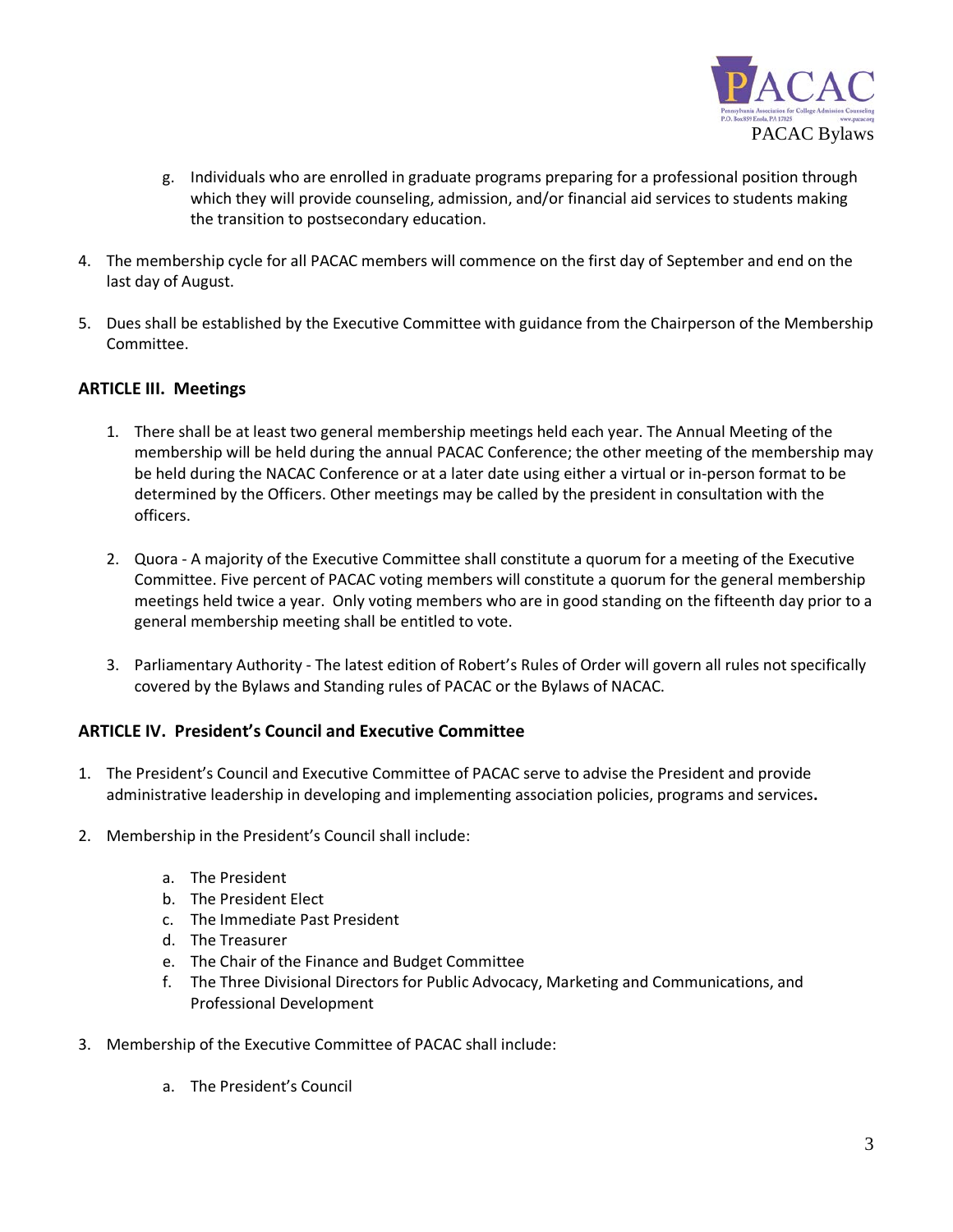g. Individuals who are enrolled in graduate programs preparing for a professional position through which they will provide counseling, admission, and/or financial aid services to students making the transition to postsecondary education.

4. The membership cycle for all PACAC members will commence on the first day of September and end on the last day of August.

5. Dues shall be established by the Executive Committee with guidance from the Chairperson of the Membership Committee.

## ARTICLE III. Meetings

1. There shall be at least two general membership meetings held each year. The Annual Meeting of the membership will be held during the annual PACAC Conference; the other meeting of the membership may be held during the NACAC Conference or at a later date using either a virtual or in-person format to be determined by the Officers. Other meetings may be called by the president in consultation with the officers.

2. Quora - A majority of the Executive Committee shall constitute a quorum for a meeting of the Executive Committee. Five percent of PACAC voting members will constitute a quorum for the general membership meetings held twice a year. Only voting members who are in good standing on the fifteenth day prior to a general membership meeting shall be entitled to vote.

3. Parliamentary Authority - The latest edition of Robert's Rules of Order will govern all rules not specifically covered by the Bylaws and Standing rules of PACAC or the Bylaws of NACAC.

## ARTICLE IV. President's Council and Executive Committee

1. The President's Council and Executive Committee of PACAC serve to advise the President and provide administrative leadership in developing and implementing association policies, programs and services**.**

2. Membership in the President's Council shall include:

   a. The President
   b. The President Elect
   c. The Immediate Past President
   d. The Treasurer
   e. The Chair of the Finance and Budget Committee
   f. The Three Divisional Directors for Public Advocacy, Marketing and Communications, and Professional Development

3. Membership of the Executive Committee of PACAC shall include:

   a. The President's Council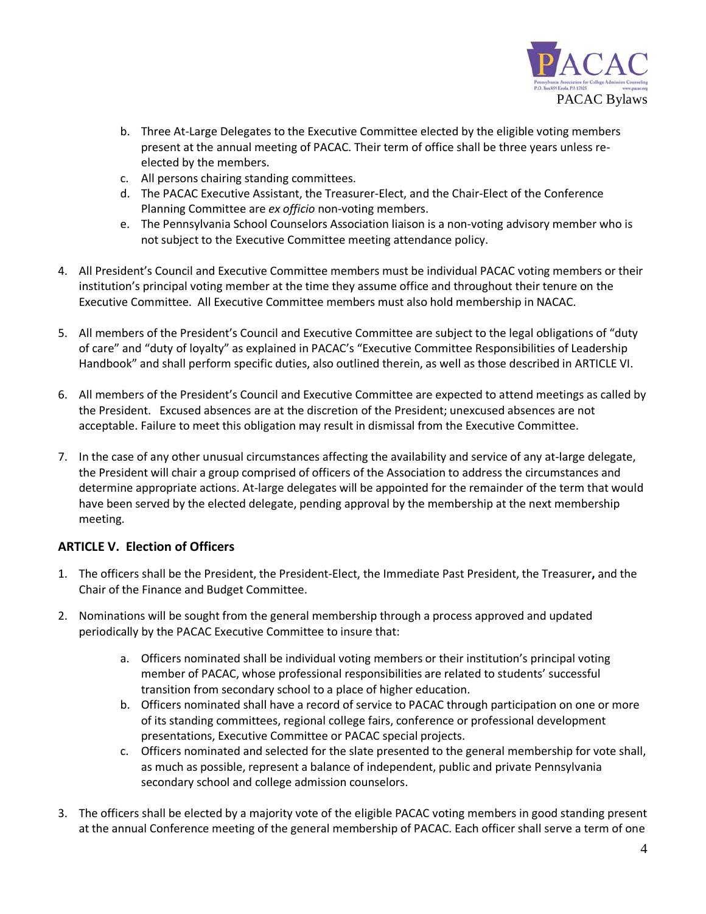b. Three At-Large Delegates to the Executive Committee elected by the eligible voting members present at the annual meeting of PACAC. Their term of office shall be three years unless re-elected by the members.
   c. All persons chairing standing committees.
   d. The PACAC Executive Assistant, the Treasurer-Elect, and the Chair-Elect of the Conference Planning Committee are *ex officio* non-voting members.
   e. The Pennsylvania School Counselors Association liaison is a non-voting advisory member who is not subject to the Executive Committee meeting attendance policy.

4. All President's Council and Executive Committee members must be individual PACAC voting members or their institution's principal voting member at the time they assume office and throughout their tenure on the Executive Committee. All Executive Committee members must also hold membership in NACAC.

5. All members of the President's Council and Executive Committee are subject to the legal obligations of "duty of care" and "duty of loyalty" as explained in PACAC's "Executive Committee Responsibilities of Leadership Handbook" and shall perform specific duties, also outlined therein, as well as those described in ARTICLE VI.

6. All members of the President's Council and Executive Committee are expected to attend meetings as called by the President. Excused absences are at the discretion of the President; unexcused absences are not acceptable. Failure to meet this obligation may result in dismissal from the Executive Committee.

7. In the case of any other unusual circumstances affecting the availability and service of any at-large delegate, the President will chair a group comprised of officers of the Association to address the circumstances and determine appropriate actions. At-large delegates will be appointed for the remainder of the term that would have been served by the elected delegate, pending approval by the membership at the next membership meeting.

## ARTICLE V. Election of Officers

1. The officers shall be the President, the President-Elect, the Immediate Past President, the Treasurer**,** and the Chair of the Finance and Budget Committee.

2. Nominations will be sought from the general membership through a process approved and updated periodically by the PACAC Executive Committee to insure that:

   a. Officers nominated shall be individual voting members or their institution's principal voting member of PACAC, whose professional responsibilities are related to students' successful transition from secondary school to a place of higher education.
   b. Officers nominated shall have a record of service to PACAC through participation on one or more of its standing committees, regional college fairs, conference or professional development presentations, Executive Committee or PACAC special projects.
   c. Officers nominated and selected for the slate presented to the general membership for vote shall, as much as possible, represent a balance of independent, public and private Pennsylvania secondary school and college admission counselors.

3. The officers shall be elected by a majority vote of the eligible PACAC voting members in good standing present at the annual Conference meeting of the general membership of PACAC. Each officer shall serve a term of one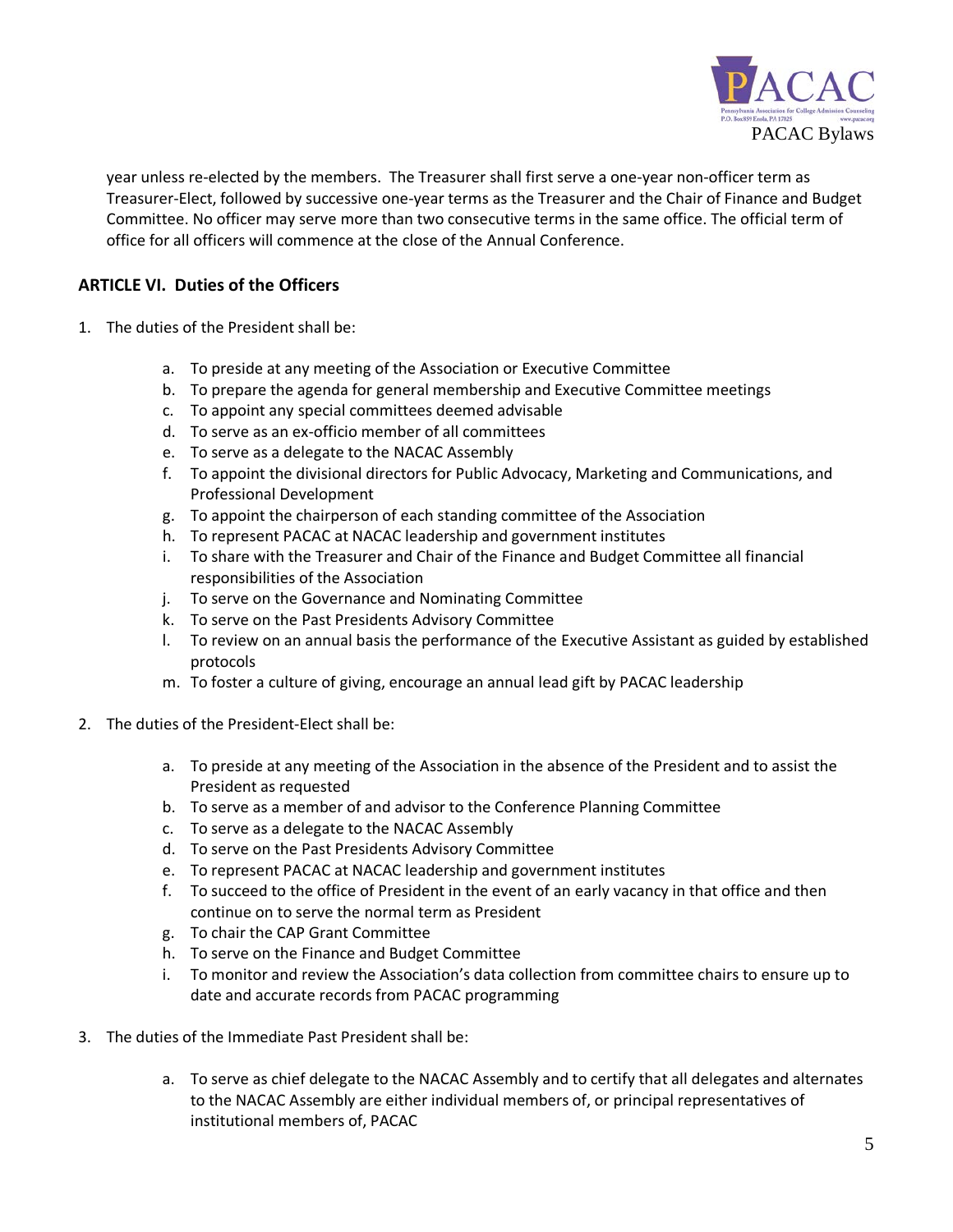year unless re-elected by the members. The Treasurer shall first serve a one-year non-officer term as Treasurer-Elect, followed by successive one-year terms as the Treasurer and the Chair of Finance and Budget Committee. No officer may serve more than two consecutive terms in the same office. The official term of office for all officers will commence at the close of the Annual Conference.

## ARTICLE VI. Duties of the Officers

1. The duties of the President shall be:

   a. To preside at any meeting of the Association or Executive Committee
   b. To prepare the agenda for general membership and Executive Committee meetings
   c. To appoint any special committees deemed advisable
   d. To serve as an ex-officio member of all committees
   e. To serve as a delegate to the NACAC Assembly
   f. To appoint the divisional directors for Public Advocacy, Marketing and Communications, and Professional Development
   g. To appoint the chairperson of each standing committee of the Association
   h. To represent PACAC at NACAC leadership and government institutes
   i. To share with the Treasurer and Chair of the Finance and Budget Committee all financial responsibilities of the Association
   j. To serve on the Governance and Nominating Committee
   k. To serve on the Past Presidents Advisory Committee
   l. To review on an annual basis the performance of the Executive Assistant as guided by established protocols
   m. To foster a culture of giving, encourage an annual lead gift by PACAC leadership

2. The duties of the President-Elect shall be:

   a. To preside at any meeting of the Association in the absence of the President and to assist the President as requested
   b. To serve as a member of and advisor to the Conference Planning Committee
   c. To serve as a delegate to the NACAC Assembly
   d. To serve on the Past Presidents Advisory Committee
   e. To represent PACAC at NACAC leadership and government institutes
   f. To succeed to the office of President in the event of an early vacancy in that office and then continue on to serve the normal term as President
   g. To chair the CAP Grant Committee
   h. To serve on the Finance and Budget Committee
   i. To monitor and review the Association's data collection from committee chairs to ensure up to date and accurate records from PACAC programming

3. The duties of the Immediate Past President shall be:

   a. To serve as chief delegate to the NACAC Assembly and to certify that all delegates and alternates to the NACAC Assembly are either individual members of, or principal representatives of institutional members of, PACAC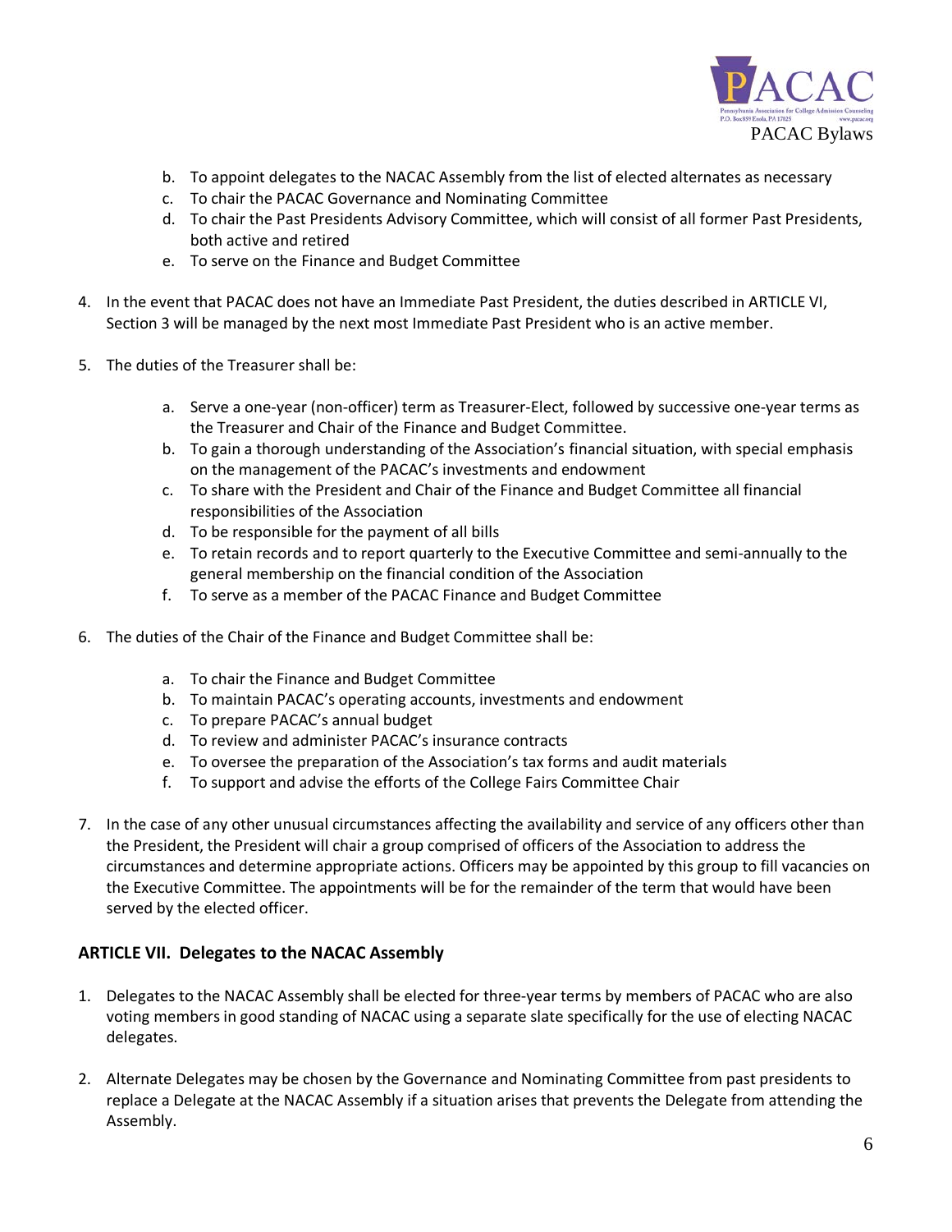b. To appoint delegates to the NACAC Assembly from the list of elected alternates as necessary
   c. To chair the PACAC Governance and Nominating Committee
   d. To chair the Past Presidents Advisory Committee, which will consist of all former Past Presidents, both active and retired
   e. To serve on the Finance and Budget Committee

4. In the event that PACAC does not have an Immediate Past President, the duties described in ARTICLE VI, Section 3 will be managed by the next most Immediate Past President who is an active member.

5. The duties of the Treasurer shall be:

   a. Serve a one-year (non-officer) term as Treasurer-Elect, followed by successive one-year terms as the Treasurer and Chair of the Finance and Budget Committee.
   b. To gain a thorough understanding of the Association's financial situation, with special emphasis on the management of the PACAC's investments and endowment
   c. To share with the President and Chair of the Finance and Budget Committee all financial responsibilities of the Association
   d. To be responsible for the payment of all bills
   e. To retain records and to report quarterly to the Executive Committee and semi-annually to the general membership on the financial condition of the Association
   f. To serve as a member of the PACAC Finance and Budget Committee

6. The duties of the Chair of the Finance and Budget Committee shall be:

   a. To chair the Finance and Budget Committee
   b. To maintain PACAC's operating accounts, investments and endowment
   c. To prepare PACAC's annual budget
   d. To review and administer PACAC's insurance contracts
   e. To oversee the preparation of the Association's tax forms and audit materials
   f. To support and advise the efforts of the College Fairs Committee Chair

7. In the case of any other unusual circumstances affecting the availability and service of any officers other than the President, the President will chair a group comprised of officers of the Association to address the circumstances and determine appropriate actions. Officers may be appointed by this group to fill vacancies on the Executive Committee. The appointments will be for the remainder of the term that would have been served by the elected officer.

## ARTICLE VII. Delegates to the NACAC Assembly

1. Delegates to the NACAC Assembly shall be elected for three-year terms by members of PACAC who are also voting members in good standing of NACAC using a separate slate specifically for the use of electing NACAC delegates.

2. Alternate Delegates may be chosen by the Governance and Nominating Committee from past presidents to replace a Delegate at the NACAC Assembly if a situation arises that prevents the Delegate from attending the Assembly.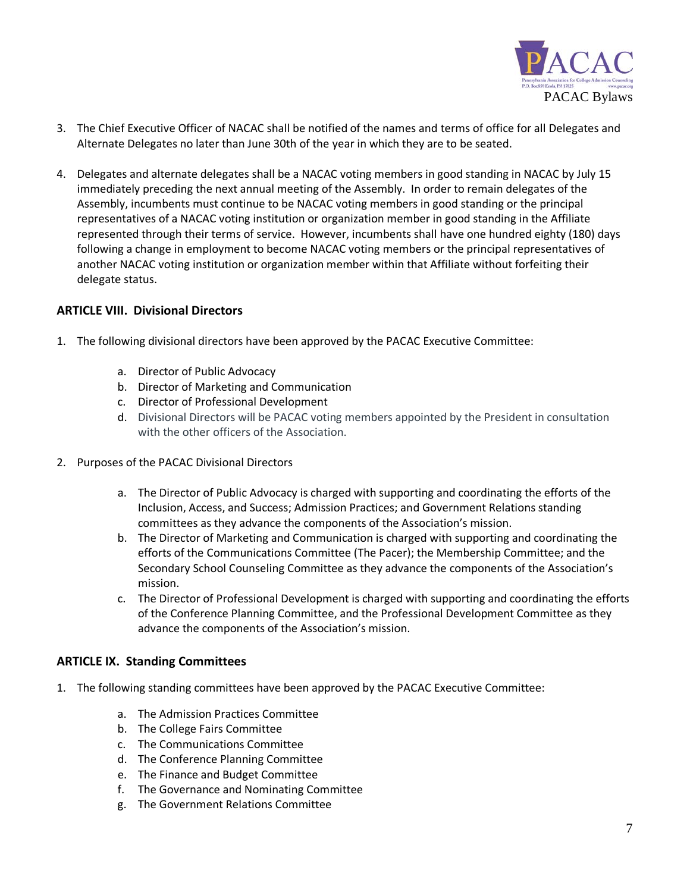3. The Chief Executive Officer of NACAC shall be notified of the names and terms of office for all Delegates and Alternate Delegates no later than June 30th of the year in which they are to be seated.

4. Delegates and alternate delegates shall be a NACAC voting members in good standing in NACAC by July 15 immediately preceding the next annual meeting of the Assembly. In order to remain delegates of the Assembly, incumbents must continue to be NACAC voting members in good standing or the principal representatives of a NACAC voting institution or organization member in good standing in the Affiliate represented through their terms of service. However, incumbents shall have one hundred eighty (180) days following a change in employment to become NACAC voting members or the principal representatives of another NACAC voting institution or organization member within that Affiliate without forfeiting their delegate status.

### ARTICLE VIII. Divisional Directors

1. The following divisional directors have been approved by the PACAC Executive Committee:

   a. Director of Public Advocacy
   b. Director of Marketing and Communication
   c. Director of Professional Development
   d. Divisional Directors will be PACAC voting members appointed by the President in consultation with the other officers of the Association.

2. Purposes of the PACAC Divisional Directors

   a. The Director of Public Advocacy is charged with supporting and coordinating the efforts of the Inclusion, Access, and Success; Admission Practices; and Government Relations standing committees as they advance the components of the Association's mission.
   b. The Director of Marketing and Communication is charged with supporting and coordinating the efforts of the Communications Committee (The Pacer); the Membership Committee; and the Secondary School Counseling Committee as they advance the components of the Association's mission.
   c. The Director of Professional Development is charged with supporting and coordinating the efforts of the Conference Planning Committee, and the Professional Development Committee as they advance the components of the Association's mission.

### ARTICLE IX. Standing Committees

1. The following standing committees have been approved by the PACAC Executive Committee:

   a. The Admission Practices Committee
   b. The College Fairs Committee
   c. The Communications Committee
   d. The Conference Planning Committee
   e. The Finance and Budget Committee
   f. The Governance and Nominating Committee
   g. The Government Relations Committee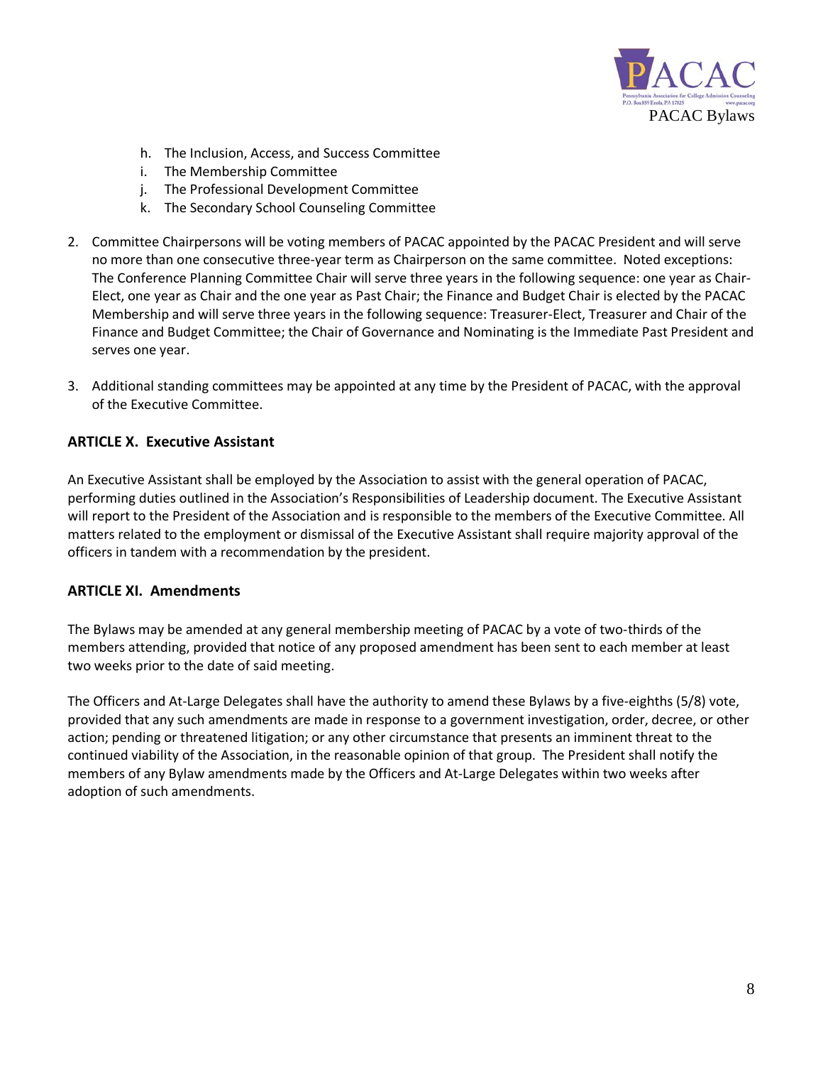h. The Inclusion, Access, and Success Committee
i. The Membership Committee
j. The Professional Development Committee
k. The Secondary School Counseling Committee

2. Committee Chairpersons will be voting members of PACAC appointed by the PACAC President and will serve no more than one consecutive three-year term as Chairperson on the same committee. Noted exceptions: The Conference Planning Committee Chair will serve three years in the following sequence: one year as Chair-Elect, one year as Chair and the one year as Past Chair; the Finance and Budget Chair is elected by the PACAC Membership and will serve three years in the following sequence: Treasurer-Elect, Treasurer and Chair of the Finance and Budget Committee; the Chair of Governance and Nominating is the Immediate Past President and serves one year.

3. Additional standing committees may be appointed at any time by the President of PACAC, with the approval of the Executive Committee.

## ARTICLE X. Executive Assistant

An Executive Assistant shall be employed by the Association to assist with the general operation of PACAC, performing duties outlined in the Association's Responsibilities of Leadership document. The Executive Assistant will report to the President of the Association and is responsible to the members of the Executive Committee. All matters related to the employment or dismissal of the Executive Assistant shall require majority approval of the officers in tandem with a recommendation by the president.

## ARTICLE XI. Amendments

The Bylaws may be amended at any general membership meeting of PACAC by a vote of two-thirds of the members attending, provided that notice of any proposed amendment has been sent to each member at least two weeks prior to the date of said meeting.

The Officers and At-Large Delegates shall have the authority to amend these Bylaws by a five-eighths (5/8) vote, provided that any such amendments are made in response to a government investigation, order, decree, or other action; pending or threatened litigation; or any other circumstance that presents an imminent threat to the continued viability of the Association, in the reasonable opinion of that group. The President shall notify the members of any Bylaw amendments made by the Officers and At-Large Delegates within two weeks after adoption of such amendments.